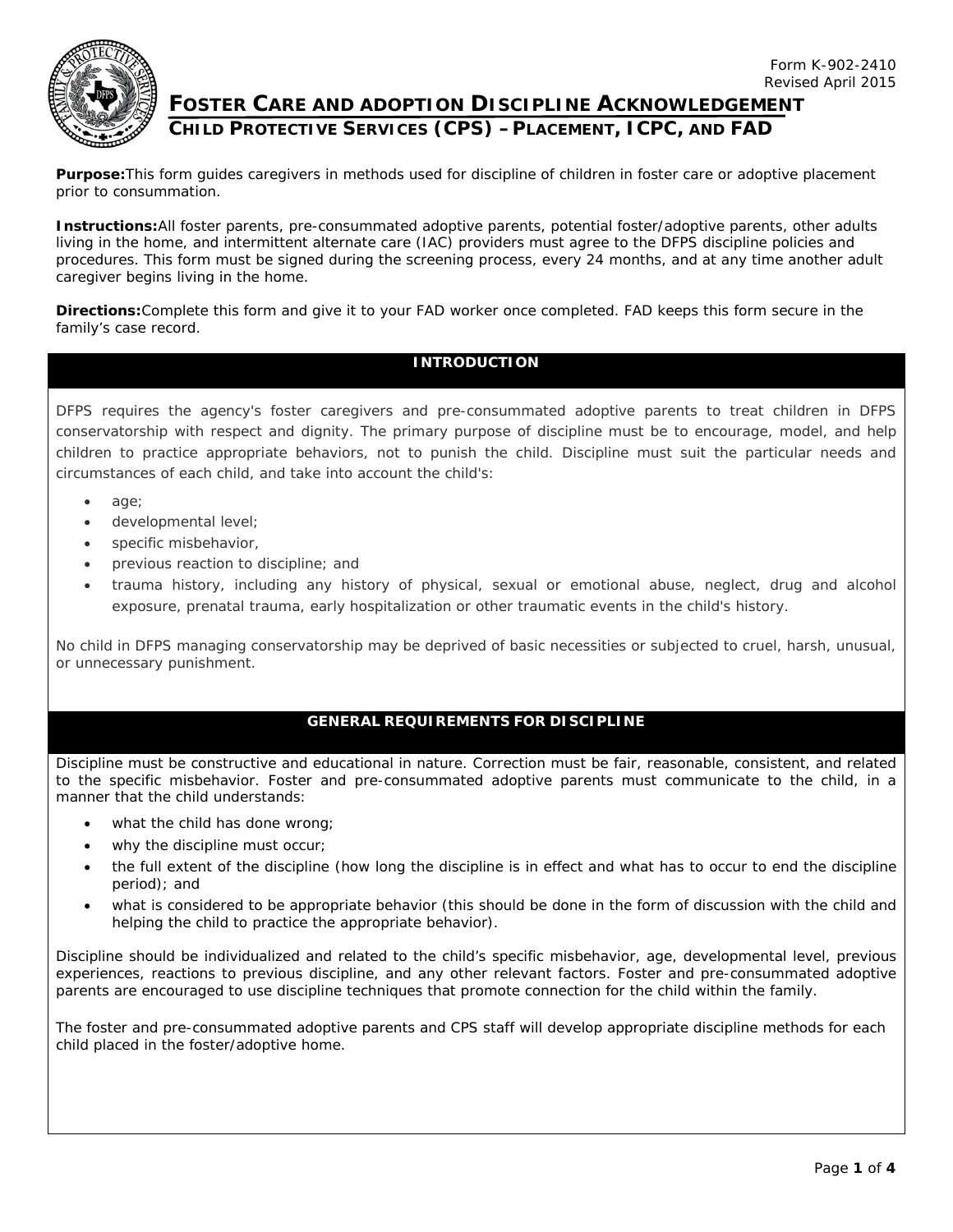Form K-902-2410
Revised April 2015

# FOSTER CARE AND ADOPTION DISCIPLINE ACKNOWLEDGEMENT

## CHILD PROTECTIVE SERVICES (CPS) – PLACEMENT, ICPC, AND FAD

**Purpose:** This form guides caregivers in methods used for discipline of children in foster care or adoptive placement prior to consummation.

**Instructions:** All foster parents, pre-consummated adoptive parents, potential foster/adoptive parents, other adults living in the home, and intermittent alternate care (IAC) providers must agree to the DFPS discipline policies and procedures. This form must be signed during the screening process, every 24 months, and at any time another adult caregiver begins living in the home.

**Directions:** Complete this form and give it to your FAD worker once completed. FAD keeps this form secure in the family's case record.

### INTRODUCTION

DFPS requires the agency's foster caregivers and pre-consummated adoptive parents to treat children in DFPS conservatorship with respect and dignity. The primary purpose of discipline must be to encourage, model, and help children to practice appropriate behaviors, not to punish the child. Discipline must suit the particular needs and circumstances of each child, and take into account the child's:

- age;
- developmental level;
- specific misbehavior,
- previous reaction to discipline; and
- trauma history, including any history of physical, sexual or emotional abuse, neglect, drug and alcohol exposure, prenatal trauma, early hospitalization or other traumatic events in the child's history.

No child in DFPS managing conservatorship may be deprived of basic necessities or subjected to cruel, harsh, unusual, or unnecessary punishment.

### GENERAL REQUIREMENTS FOR DISCIPLINE

Discipline must be constructive and educational in nature. Correction must be fair, reasonable, consistent, and related to the specific misbehavior. Foster and pre-consummated adoptive parents must communicate to the child, in a manner that the child understands:

- what the child has done wrong;
- why the discipline must occur;
- the full extent of the discipline (how long the discipline is in effect and what has to occur to end the discipline period); and
- what is considered to be appropriate behavior (this should be done in the form of discussion with the child and helping the child to practice the appropriate behavior).

Discipline should be individualized and related to the child's specific misbehavior, age, developmental level, previous experiences, reactions to previous discipline, and any other relevant factors. Foster and pre-consummated adoptive parents are encouraged to use discipline techniques that promote connection for the child within the family.

The foster and pre-consummated adoptive parents and CPS staff will develop appropriate discipline methods for each child placed in the foster/adoptive home.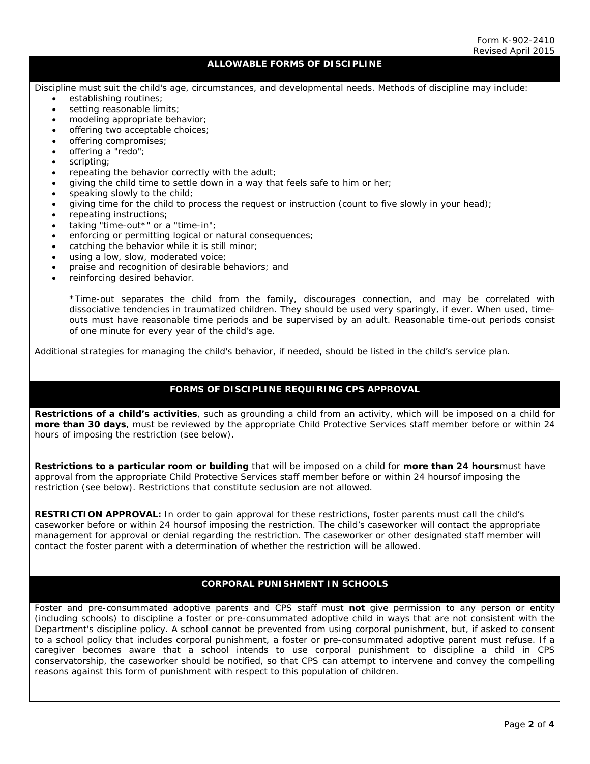## ALLOWABLE FORMS OF DISCIPLINE

Discipline must suit the child's age, circumstances, and developmental needs. Methods of discipline may include:

- establishing routines;
- setting reasonable limits;
- modeling appropriate behavior;
- offering two acceptable choices;
- offering compromises;
- offering a "redo";
- scripting;
- repeating the behavior correctly with the adult;
- giving the child time to settle down in a way that feels safe to him or her;
- speaking slowly to the child;
- giving time for the child to process the request or instruction (count to five slowly in your head);
- repeating instructions;
- taking "time-out*" or a "time-in";
- enforcing or permitting logical or natural consequences;
- catching the behavior while it is still minor;
- using a low, slow, moderated voice;
- praise and recognition of desirable behaviors; and
- reinforcing desired behavior.

*Time-out separates the child from the family, discourages connection, and may be correlated with dissociative tendencies in traumatized children. They should be used very sparingly, if ever. When used, time-outs must have reasonable time periods and be supervised by an adult. Reasonable time-out periods consist of one minute for every year of the child's age.

Additional strategies for managing the child's behavior, if needed, should be listed in the child's service plan.

## FORMS OF DISCIPLINE REQUIRING CPS APPROVAL

**Restrictions of a child's activities**, such as grounding a child from an activity, which will be imposed on a child for **more than 30 days**, must be reviewed by the appropriate Child Protective Services staff member before or within 24 hours of imposing the restriction (see below).

**Restrictions to a particular room or building** that will be imposed on a child for **more than 24 hours**must have approval from the appropriate Child Protective Services staff member before or within 24 hoursof imposing the restriction (see below). Restrictions that constitute seclusion are not allowed.

**RESTRICTION APPROVAL:** In order to gain approval for these restrictions, foster parents must call the child's caseworker before or within 24 hoursof imposing the restriction. The child's caseworker will contact the appropriate management for approval or denial regarding the restriction. The caseworker or other designated staff member will contact the foster parent with a determination of whether the restriction will be allowed.

## CORPORAL PUNISHMENT IN SCHOOLS

Foster and pre-consummated adoptive parents and CPS staff must **not** give permission to any person or entity (including schools) to discipline a foster or pre-consummated adoptive child in ways that are not consistent with the Department's discipline policy. A school cannot be prevented from using corporal punishment, but, if asked to consent to a school policy that includes corporal punishment, a foster or pre-consummated adoptive parent must refuse. If a caregiver becomes aware that a school intends to use corporal punishment to discipline a child in CPS conservatorship, the caseworker should be notified, so that CPS can attempt to intervene and convey the compelling reasons against this form of punishment with respect to this population of children.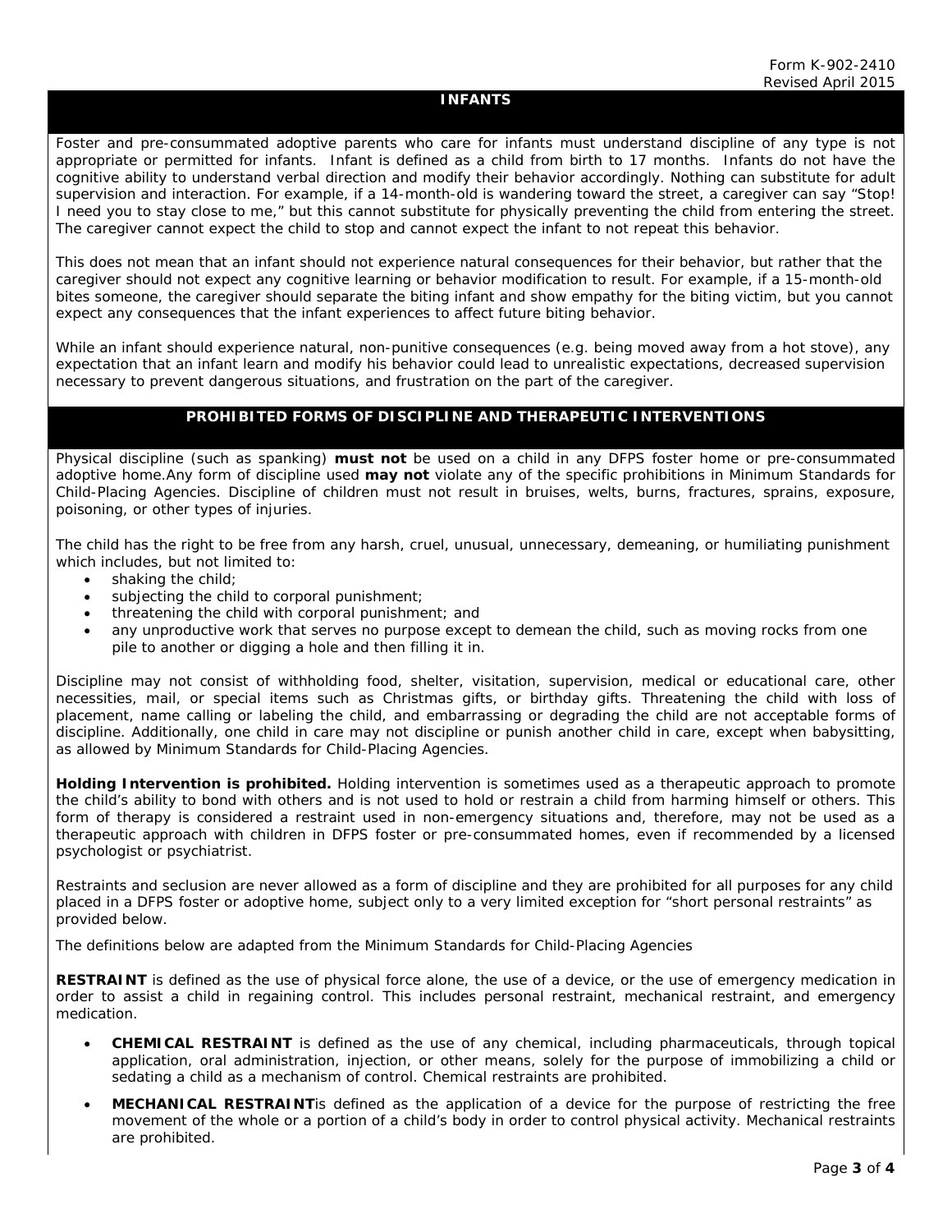## INFANTS

Foster and pre-consummated adoptive parents who care for infants must understand discipline of any type is not appropriate or permitted for infants. Infant is defined as a child from birth to 17 months. Infants do not have the cognitive ability to understand verbal direction and modify their behavior accordingly. Nothing can substitute for adult supervision and interaction. For example, if a 14-month-old is wandering toward the street, a caregiver can say "Stop! I need you to stay close to me," but this cannot substitute for physically preventing the child from entering the street. The caregiver cannot expect the child to stop and cannot expect the infant to not repeat this behavior.

This does not mean that an infant should not experience natural consequences for their behavior, but rather that the caregiver should not expect any cognitive learning or behavior modification to result. For example, if a 15-month-old bites someone, the caregiver should separate the biting infant and show empathy for the biting victim, but you cannot expect any consequences that the infant experiences to affect future biting behavior.

While an infant should experience natural, non-punitive consequences (e.g. being moved away from a hot stove), any expectation that an infant learn and modify his behavior could lead to unrealistic expectations, decreased supervision necessary to prevent dangerous situations, and frustration on the part of the caregiver.

## PROHIBITED FORMS OF DISCIPLINE AND THERAPEUTIC INTERVENTIONS

Physical discipline (such as spanking) **must not** be used on a child in any DFPS foster home or pre-consummated adoptive home.Any form of discipline used **may not** violate any of the specific prohibitions in Minimum Standards for Child-Placing Agencies. Discipline of children must not result in bruises, welts, burns, fractures, sprains, exposure, poisoning, or other types of injuries.

The child has the right to be free from any harsh, cruel, unusual, unnecessary, demeaning, or humiliating punishment which includes, but not limited to:

- shaking the child;
- subjecting the child to corporal punishment;
- threatening the child with corporal punishment; and
- any unproductive work that serves no purpose except to demean the child, such as moving rocks from one pile to another or digging a hole and then filling it in.

Discipline may not consist of withholding food, shelter, visitation, supervision, medical or educational care, other necessities, mail, or special items such as Christmas gifts, or birthday gifts. Threatening the child with loss of placement, name calling or labeling the child, and embarrassing or degrading the child are not acceptable forms of discipline. Additionally, one child in care may not discipline or punish another child in care, except when babysitting, as allowed by Minimum Standards for Child-Placing Agencies.

**Holding Intervention is prohibited.** Holding intervention is sometimes used as a therapeutic approach to promote the child's ability to bond with others and is not used to hold or restrain a child from harming himself or others. This form of therapy is considered a restraint used in non-emergency situations and, therefore, may not be used as a therapeutic approach with children in DFPS foster or pre-consummated homes, even if recommended by a licensed psychologist or psychiatrist.

Restraints and seclusion are never allowed as a form of discipline and they are prohibited for all purposes for any child placed in a DFPS foster or adoptive home, subject only to a very limited exception for "short personal restraints" as provided below.

The definitions below are adapted from the Minimum Standards for Child-Placing Agencies

**RESTRAINT** is defined as the use of physical force alone, the use of a device, or the use of emergency medication in order to assist a child in regaining control. This includes personal restraint, mechanical restraint, and emergency medication.

- **CHEMICAL RESTRAINT** is defined as the use of any chemical, including pharmaceuticals, through topical application, oral administration, injection, or other means, solely for the purpose of immobilizing a child or sedating a child as a mechanism of control. Chemical restraints are prohibited.
- **MECHANICAL RESTRAINT**is defined as the application of a device for the purpose of restricting the free movement of the whole or a portion of a child's body in order to control physical activity. Mechanical restraints are prohibited.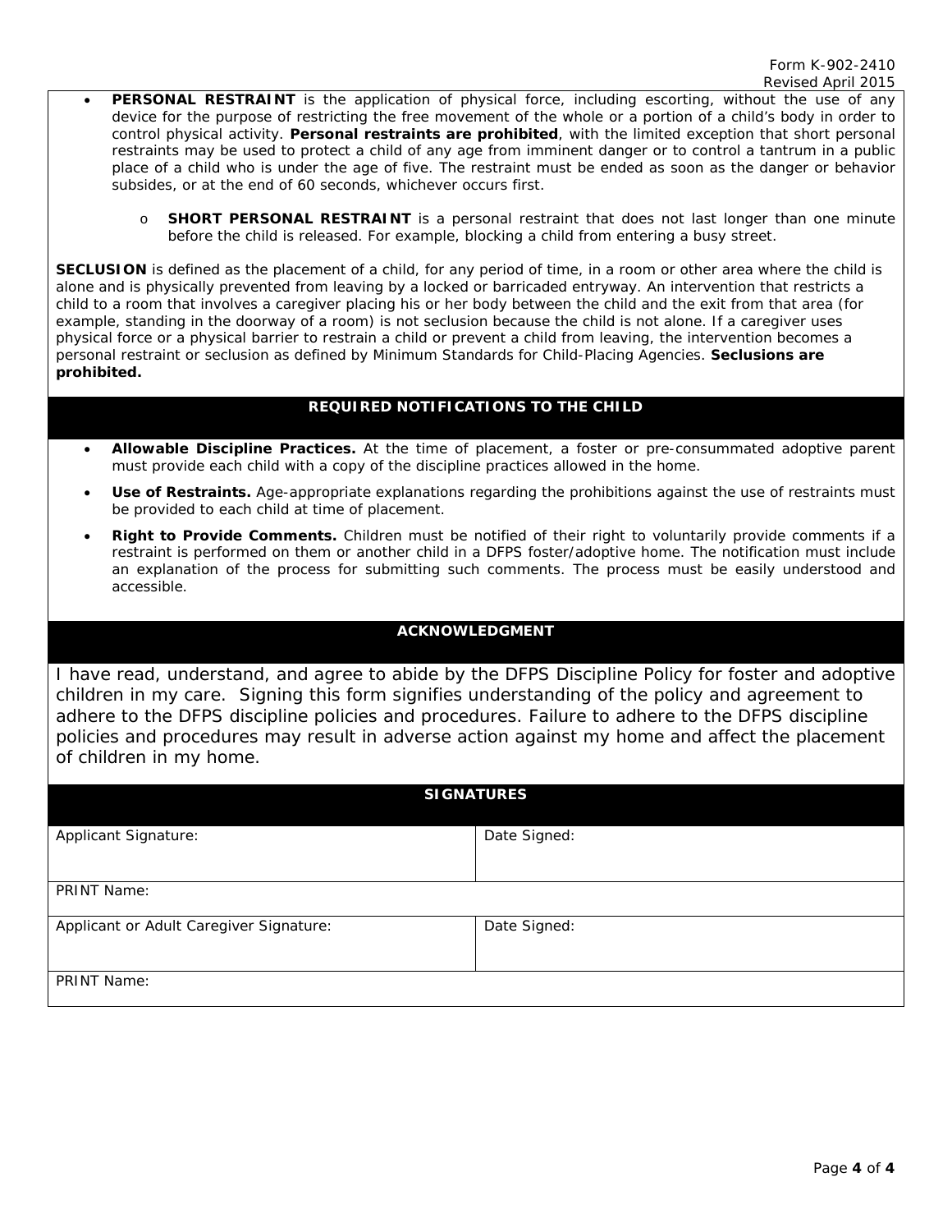- **PERSONAL RESTRAINT** is the application of physical force, including escorting, without the use of any device for the purpose of restricting the free movement of the whole or a portion of a child's body in order to control physical activity. **Personal restraints are prohibited**, with the limited exception that short personal restraints may be used to protect a child of any age from imminent danger or to control a tantrum in a public place of a child who is under the age of five. The restraint must be ended as soon as the danger or behavior subsides, or at the end of 60 seconds, whichever occurs first.
    - **SHORT PERSONAL RESTRAINT** is a personal restraint that does not last longer than one minute before the child is released. For example, blocking a child from entering a busy street.

**SECLUSION** is defined as the placement of a child, for any period of time, in a room or other area where the child is alone and is physically prevented from leaving by a locked or barricaded entryway. An intervention that restricts a child to a room that involves a caregiver placing his or her body between the child and the exit from that area (for example, standing in the doorway of a room) is not seclusion because the child is not alone. If a caregiver uses physical force or a physical barrier to restrain a child or prevent a child from leaving, the intervention becomes a personal restraint or seclusion as defined by Minimum Standards for Child-Placing Agencies. **Seclusions are prohibited.**

## REQUIRED NOTIFICATIONS TO THE CHILD

- **Allowable Discipline Practices.** At the time of placement, a foster or pre-consummated adoptive parent must provide each child with a copy of the discipline practices allowed in the home.
- **Use of Restraints.** Age-appropriate explanations regarding the prohibitions against the use of restraints must be provided to each child at time of placement.
- **Right to Provide Comments.** Children must be notified of their right to voluntarily provide comments if a restraint is performed on them or another child in a DFPS foster/adoptive home. The notification must include an explanation of the process for submitting such comments. The process must be easily understood and accessible.

## ACKNOWLEDGMENT

I have read, understand, and agree to abide by the DFPS Discipline Policy for foster and adoptive children in my care. Signing this form signifies understanding of the policy and agreement to adhere to the DFPS discipline policies and procedures. Failure to adhere to the DFPS discipline policies and procedures may result in adverse action against my home and affect the placement of children in my home.

## SIGNATURES

| | |
|---|---|
| Applicant Signature: | Date Signed: |
| PRINT Name: | |
| Applicant or Adult Caregiver Signature: | Date Signed: |
| PRINT Name: | |